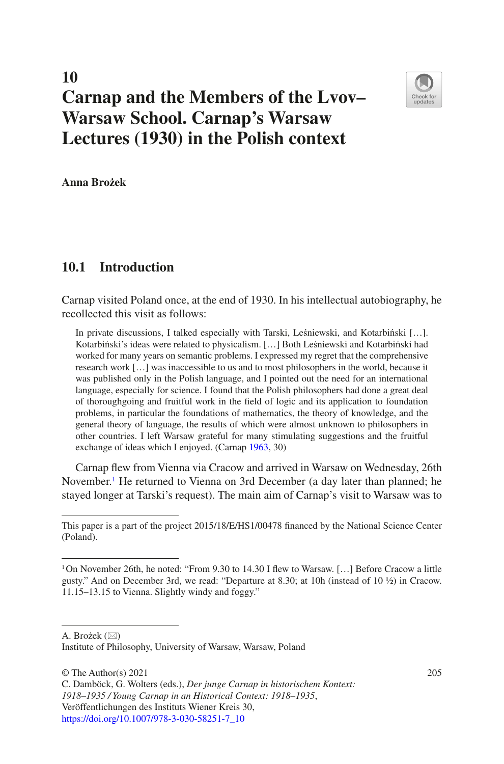# 10 Carnap and the Members of the Lvov–Warsaw School. Carnap's Warsaw Lectures (1930) in the Polish context

**Anna Brożek**

## 10.1 Introduction

Carnap visited Poland once, at the end of 1930. In his intellectual autobiography, he recollected this visit as follows:

> In private discussions, I talked especially with Tarski, Leśniewski, and Kotarbiński […]. Kotarbiński's ideas were related to physicalism. […] Both Leśniewski and Kotarbiński had worked for many years on semantic problems. I expressed my regret that the comprehensive research work […] was inaccessible to us and to most philosophers in the world, because it was published only in the Polish language, and I pointed out the need for an international language, especially for science. I found that the Polish philosophers had done a great deal of thoroughgoing and fruitful work in the field of logic and its application to foundation problems, in particular the foundations of mathematics, the theory of knowledge, and the general theory of language, the results of which were almost unknown to philosophers in other countries. I left Warsaw grateful for many stimulating suggestions and the fruitful exchange of ideas which I enjoyed. (Carnap 1963, 30)

Carnap flew from Vienna via Cracow and arrived in Warsaw on Wednesday, 26th November.[1] He returned to Vienna on 3rd December (a day later than planned; he stayed longer at Tarski's request). The main aim of Carnap's visit to Warsaw was to

---

This paper is a part of the project 2015/18/E/HS1/00478 financed by the National Science Center (Poland).

---

[1] On November 26th, he noted: "From 9.30 to 14.30 I flew to Warsaw. […] Before Cracow a little gusty." And on December 3rd, we read: "Departure at 8.30; at 10h (instead of 10 ½) in Cracow. 11.15–13.15 to Vienna. Slightly windy and foggy."

---

A. Brożek (✉)
Institute of Philosophy, University of Warsaw, Warsaw, Poland

© The Author(s) 2021
C. Damböck, G. Wolters (eds.), *Der junge Carnap in historischem Kontext: 1918–1935 / Young Carnap in an Historical Context: 1918–1935*, Veröffentlichungen des Instituts Wiener Kreis 30,
https://doi.org/10.1007/978-3-030-58251-7_10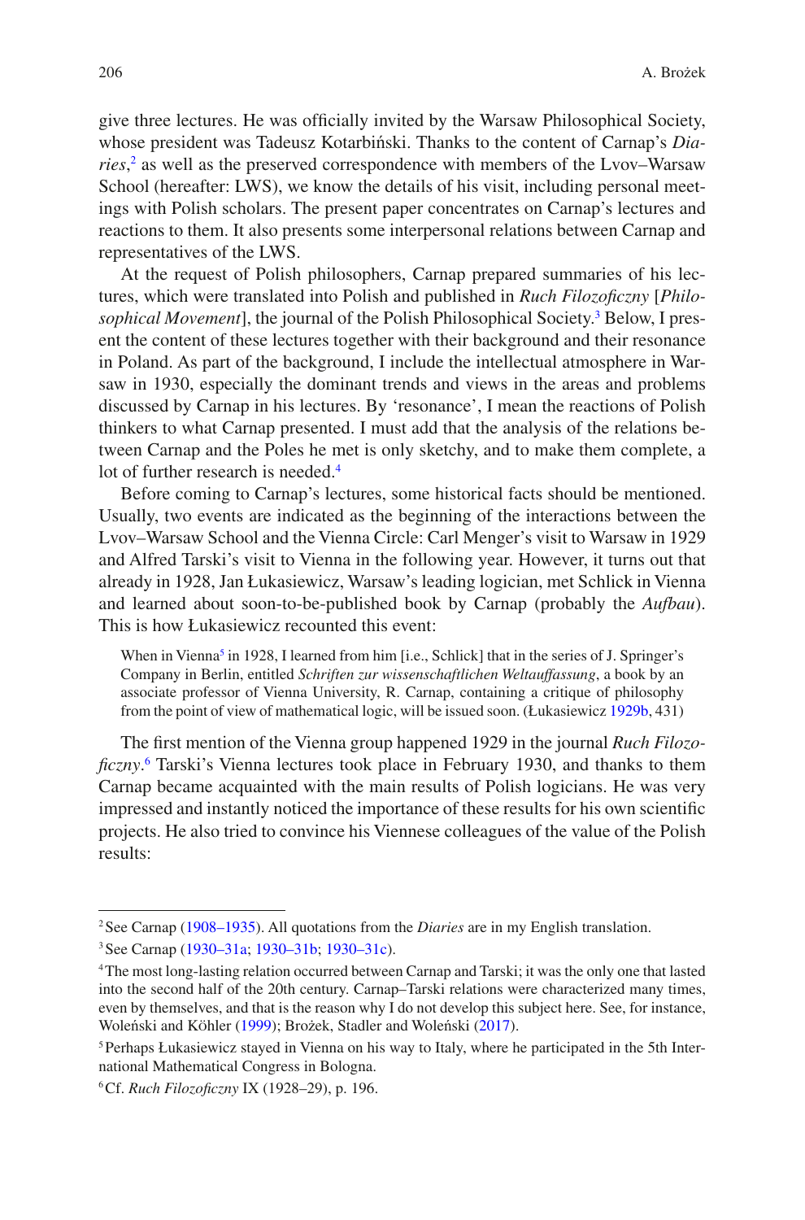give three lectures. He was officially invited by the Warsaw Philosophical Society, whose president was Tadeusz Kotarbiński. Thanks to the content of Carnap's *Diaries*,[2] as well as the preserved correspondence with members of the Lvov–Warsaw School (hereafter: LWS), we know the details of his visit, including personal meetings with Polish scholars. The present paper concentrates on Carnap's lectures and reactions to them. It also presents some interpersonal relations between Carnap and representatives of the LWS.

At the request of Polish philosophers, Carnap prepared summaries of his lectures, which were translated into Polish and published in *Ruch Filozoficzny* [*Philosophical Movement*], the journal of the Polish Philosophical Society.[3] Below, I present the content of these lectures together with their background and their resonance in Poland. As part of the background, I include the intellectual atmosphere in Warsaw in 1930, especially the dominant trends and views in the areas and problems discussed by Carnap in his lectures. By 'resonance', I mean the reactions of Polish thinkers to what Carnap presented. I must add that the analysis of the relations between Carnap and the Poles he met is only sketchy, and to make them complete, a lot of further research is needed.[4]

Before coming to Carnap's lectures, some historical facts should be mentioned. Usually, two events are indicated as the beginning of the interactions between the Lvov–Warsaw School and the Vienna Circle: Carl Menger's visit to Warsaw in 1929 and Alfred Tarski's visit to Vienna in the following year. However, it turns out that already in 1928, Jan Łukasiewicz, Warsaw's leading logician, met Schlick in Vienna and learned about soon-to-be-published book by Carnap (probably the *Aufbau*). This is how Łukasiewicz recounted this event:

> When in Vienna[5] in 1928, I learned from him [i.e., Schlick] that in the series of J. Springer's Company in Berlin, entitled *Schriften zur wissenschaftlichen Weltauffassung*, a book by an associate professor of Vienna University, R. Carnap, containing a critique of philosophy from the point of view of mathematical logic, will be issued soon. (Łukasiewicz 1929b, 431)

The first mention of the Vienna group happened 1929 in the journal *Ruch Filozoficzny*.[6] Tarski's Vienna lectures took place in February 1930, and thanks to them Carnap became acquainted with the main results of Polish logicians. He was very impressed and instantly noticed the importance of these results for his own scientific projects. He also tried to convince his Viennese colleagues of the value of the Polish results:

---

[2] See Carnap (1908–1935). All quotations from the *Diaries* are in my English translation.

[3] See Carnap (1930–31a; 1930–31b; 1930–31c).

[4] The most long-lasting relation occurred between Carnap and Tarski; it was the only one that lasted into the second half of the 20th century. Carnap–Tarski relations were characterized many times, even by themselves, and that is the reason why I do not develop this subject here. See, for instance, Woleński and Köhler (1999); Brożek, Stadler and Woleński (2017).

[5] Perhaps Łukasiewicz stayed in Vienna on his way to Italy, where he participated in the 5th International Mathematical Congress in Bologna.

[6] Cf. *Ruch Filozoficzny* IX (1928–29), p. 196.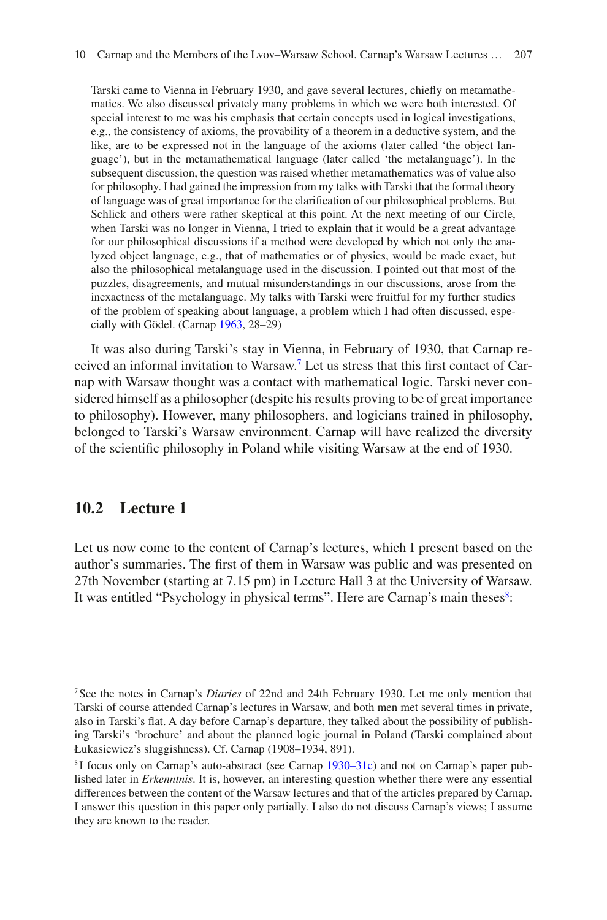> Tarski came to Vienna in February 1930, and gave several lectures, chiefly on metamathematics. We also discussed privately many problems in which we were both interested. Of special interest to me was his emphasis that certain concepts used in logical investigations, e.g., the consistency of axioms, the provability of a theorem in a deductive system, and the like, are to be expressed not in the language of the axioms (later called 'the object language'), but in the metamathematical language (later called 'the metalanguage'). In the subsequent discussion, the question was raised whether metamathematics was of value also for philosophy. I had gained the impression from my talks with Tarski that the formal theory of language was of great importance for the clarification of our philosophical problems. But Schlick and others were rather skeptical at this point. At the next meeting of our Circle, when Tarski was no longer in Vienna, I tried to explain that it would be a great advantage for our philosophical discussions if a method were developed by which not only the analyzed object language, e.g., that of mathematics or of physics, would be made exact, but also the philosophical metalanguage used in the discussion. I pointed out that most of the puzzles, disagreements, and mutual misunderstandings in our discussions, arose from the inexactness of the metalanguage. My talks with Tarski were fruitful for my further studies of the problem of speaking about language, a problem which I had often discussed, especially with Gödel. (Carnap 1963, 28–29)

It was also during Tarski's stay in Vienna, in February of 1930, that Carnap received an informal invitation to Warsaw.[7] Let us stress that this first contact of Carnap with Warsaw thought was a contact with mathematical logic. Tarski never considered himself as a philosopher (despite his results proving to be of great importance to philosophy). However, many philosophers, and logicians trained in philosophy, belonged to Tarski's Warsaw environment. Carnap will have realized the diversity of the scientific philosophy in Poland while visiting Warsaw at the end of 1930.

## 10.2 Lecture 1

Let us now come to the content of Carnap's lectures, which I present based on the author's summaries. The first of them in Warsaw was public and was presented on 27th November (starting at 7.15 pm) in Lecture Hall 3 at the University of Warsaw. It was entitled "Psychology in physical terms". Here are Carnap's main theses[8]:

---

[7] See the notes in Carnap's *Diaries* of 22nd and 24th February 1930. Let me only mention that Tarski of course attended Carnap's lectures in Warsaw, and both men met several times in private, also in Tarski's flat. A day before Carnap's departure, they talked about the possibility of publishing Tarski's 'brochure' and about the planned logic journal in Poland (Tarski complained about Łukasiewicz's sluggishness). Cf. Carnap (1908–1934, 891).

[8] I focus only on Carnap's auto-abstract (see Carnap 1930–31c) and not on Carnap's paper published later in *Erkenntnis*. It is, however, an interesting question whether there were any essential differences between the content of the Warsaw lectures and that of the articles prepared by Carnap. I answer this question in this paper only partially. I also do not discuss Carnap's views; I assume they are known to the reader.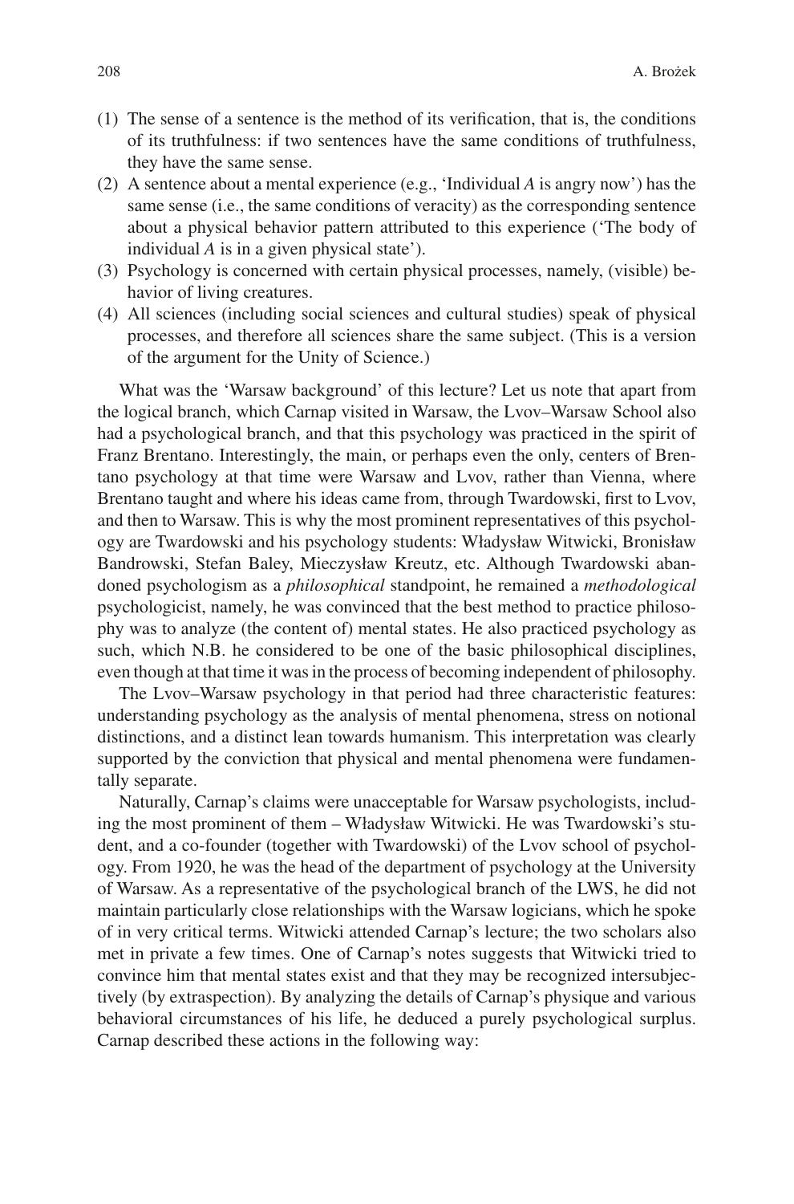(1) The sense of a sentence is the method of its verification, that is, the conditions of its truthfulness: if two sentences have the same conditions of truthfulness, they have the same sense.
(2) A sentence about a mental experience (e.g., 'Individual *A* is angry now') has the same sense (i.e., the same conditions of veracity) as the corresponding sentence about a physical behavior pattern attributed to this experience ('The body of individual *A* is in a given physical state').
(3) Psychology is concerned with certain physical processes, namely, (visible) behavior of living creatures.
(4) All sciences (including social sciences and cultural studies) speak of physical processes, and therefore all sciences share the same subject. (This is a version of the argument for the Unity of Science.)

What was the 'Warsaw background' of this lecture? Let us note that apart from the logical branch, which Carnap visited in Warsaw, the Lvov–Warsaw School also had a psychological branch, and that this psychology was practiced in the spirit of Franz Brentano. Interestingly, the main, or perhaps even the only, centers of Brentano psychology at that time were Warsaw and Lvov, rather than Vienna, where Brentano taught and where his ideas came from, through Twardowski, first to Lvov, and then to Warsaw. This is why the most prominent representatives of this psychology are Twardowski and his psychology students: Władysław Witwicki, Bronisław Bandrowski, Stefan Baley, Mieczysław Kreutz, etc. Although Twardowski abandoned psychologism as a *philosophical* standpoint, he remained a *methodological* psychologicist, namely, he was convinced that the best method to practice philosophy was to analyze (the content of) mental states. He also practiced psychology as such, which N.B. he considered to be one of the basic philosophical disciplines, even though at that time it was in the process of becoming independent of philosophy.

The Lvov–Warsaw psychology in that period had three characteristic features: understanding psychology as the analysis of mental phenomena, stress on notional distinctions, and a distinct lean towards humanism. This interpretation was clearly supported by the conviction that physical and mental phenomena were fundamentally separate.

Naturally, Carnap's claims were unacceptable for Warsaw psychologists, including the most prominent of them – Władysław Witwicki. He was Twardowski's student, and a co-founder (together with Twardowski) of the Lvov school of psychology. From 1920, he was the head of the department of psychology at the University of Warsaw. As a representative of the psychological branch of the LWS, he did not maintain particularly close relationships with the Warsaw logicians, which he spoke of in very critical terms. Witwicki attended Carnap's lecture; the two scholars also met in private a few times. One of Carnap's notes suggests that Witwicki tried to convince him that mental states exist and that they may be recognized intersubjectively (by extraspection). By analyzing the details of Carnap's physique and various behavioral circumstances of his life, he deduced a purely psychological surplus. Carnap described these actions in the following way: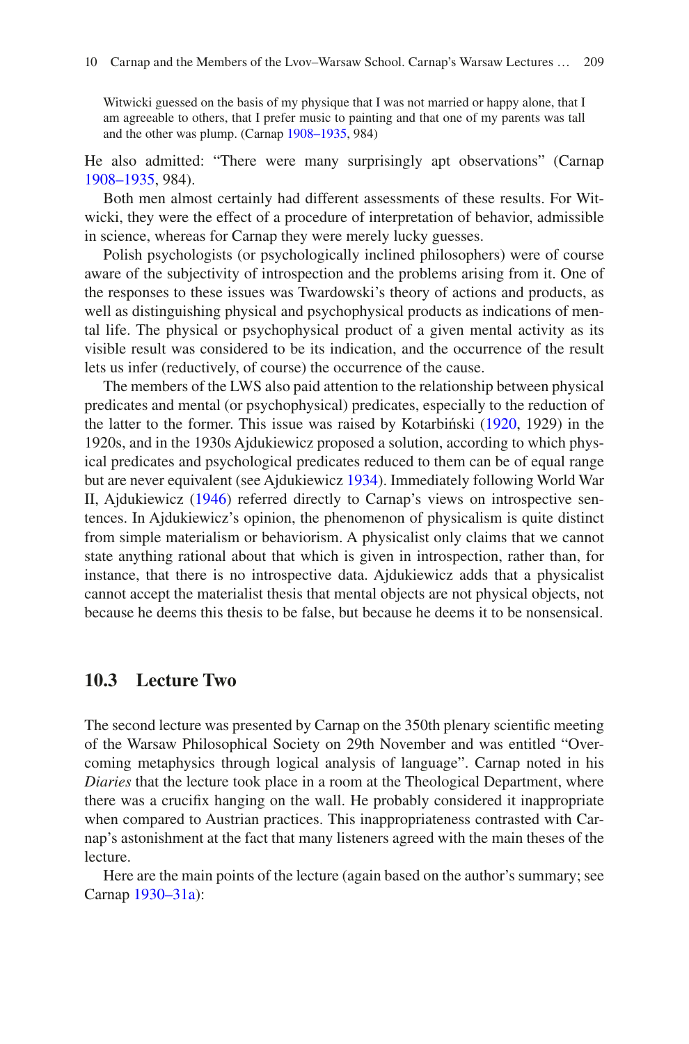> Witwicki guessed on the basis of my physique that I was not married or happy alone, that I am agreeable to others, that I prefer music to painting and that one of my parents was tall and the other was plump. (Carnap 1908–1935, 984)

He also admitted: "There were many surprisingly apt observations" (Carnap 1908–1935, 984).

Both men almost certainly had different assessments of these results. For Witwicki, they were the effect of a procedure of interpretation of behavior, admissible in science, whereas for Carnap they were merely lucky guesses.

Polish psychologists (or psychologically inclined philosophers) were of course aware of the subjectivity of introspection and the problems arising from it. One of the responses to these issues was Twardowski's theory of actions and products, as well as distinguishing physical and psychophysical products as indications of mental life. The physical or psychophysical product of a given mental activity as its visible result was considered to be its indication, and the occurrence of the result lets us infer (reductively, of course) the occurrence of the cause.

The members of the LWS also paid attention to the relationship between physical predicates and mental (or psychophysical) predicates, especially to the reduction of the latter to the former. This issue was raised by Kotarbiński (1920, 1929) in the 1920s, and in the 1930s Ajdukiewicz proposed a solution, according to which physical predicates and psychological predicates reduced to them can be of equal range but are never equivalent (see Ajdukiewicz 1934). Immediately following World War II, Ajdukiewicz (1946) referred directly to Carnap's views on introspective sentences. In Ajdukiewicz's opinion, the phenomenon of physicalism is quite distinct from simple materialism or behaviorism. A physicalist only claims that we cannot state anything rational about that which is given in introspection, rather than, for instance, that there is no introspective data. Ajdukiewicz adds that a physicalist cannot accept the materialist thesis that mental objects are not physical objects, not because he deems this thesis to be false, but because he deems it to be nonsensical.

## 10.3 Lecture Two

The second lecture was presented by Carnap on the 350th plenary scientific meeting of the Warsaw Philosophical Society on 29th November and was entitled "Overcoming metaphysics through logical analysis of language". Carnap noted in his *Diaries* that the lecture took place in a room at the Theological Department, where there was a crucifix hanging on the wall. He probably considered it inappropriate when compared to Austrian practices. This inappropriateness contrasted with Carnap's astonishment at the fact that many listeners agreed with the main theses of the lecture.

Here are the main points of the lecture (again based on the author's summary; see Carnap 1930–31a):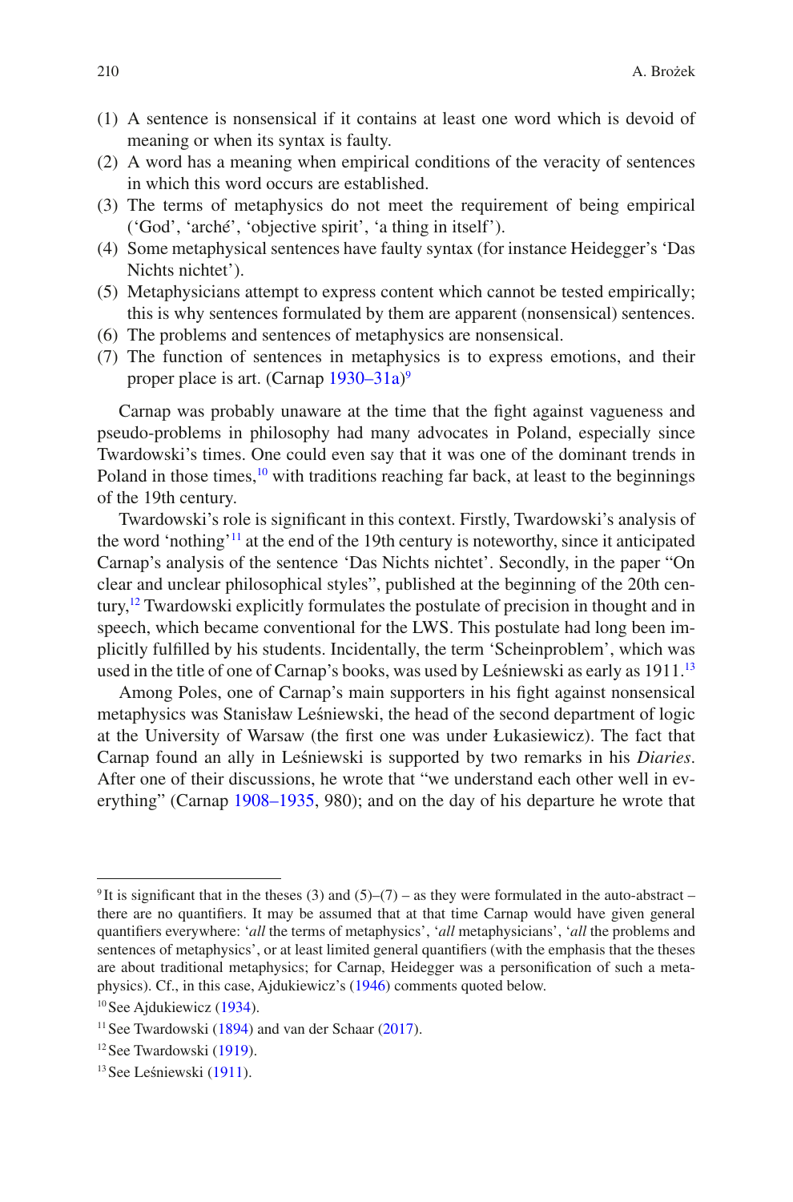(1) A sentence is nonsensical if it contains at least one word which is devoid of meaning or when its syntax is faulty.
(2) A word has a meaning when empirical conditions of the veracity of sentences in which this word occurs are established.
(3) The terms of metaphysics do not meet the requirement of being empirical ('God', 'arché', 'objective spirit', 'a thing in itself').
(4) Some metaphysical sentences have faulty syntax (for instance Heidegger's 'Das Nichts nichtet').
(5) Metaphysicians attempt to express content which cannot be tested empirically; this is why sentences formulated by them are apparent (nonsensical) sentences.
(6) The problems and sentences of metaphysics are nonsensical.
(7) The function of sentences in metaphysics is to express emotions, and their proper place is art. (Carnap 1930–31a)[9]

Carnap was probably unaware at the time that the fight against vagueness and pseudo-problems in philosophy had many advocates in Poland, especially since Twardowski's times. One could even say that it was one of the dominant trends in Poland in those times,[10] with traditions reaching far back, at least to the beginnings of the 19th century.

Twardowski's role is significant in this context. Firstly, Twardowski's analysis of the word 'nothing'[11] at the end of the 19th century is noteworthy, since it anticipated Carnap's analysis of the sentence 'Das Nichts nichtet'. Secondly, in the paper "On clear and unclear philosophical styles", published at the beginning of the 20th century,[12] Twardowski explicitly formulates the postulate of precision in thought and in speech, which became conventional for the LWS. This postulate had long been implicitly fulfilled by his students. Incidentally, the term 'Scheinproblem', which was used in the title of one of Carnap's books, was used by Leśniewski as early as 1911.[13]

Among Poles, one of Carnap's main supporters in his fight against nonsensical metaphysics was Stanisław Leśniewski, the head of the second department of logic at the University of Warsaw (the first one was under Łukasiewicz). The fact that Carnap found an ally in Leśniewski is supported by two remarks in his *Diaries*. After one of their discussions, he wrote that "we understand each other well in everything" (Carnap 1908–1935, 980); and on the day of his departure he wrote that

---

[9] It is significant that in the theses (3) and (5)–(7) – as they were formulated in the auto-abstract – there are no quantifiers. It may be assumed that at that time Carnap would have given general quantifiers everywhere: '*all* the terms of metaphysics', '*all* metaphysicians', '*all* the problems and sentences of metaphysics', or at least limited general quantifiers (with the emphasis that the theses are about traditional metaphysics; for Carnap, Heidegger was a personification of such a metaphysics). Cf., in this case, Ajdukiewicz's (1946) comments quoted below.

[10] See Ajdukiewicz (1934).

[11] See Twardowski (1894) and van der Schaar (2017).

[12] See Twardowski (1919).

[13] See Leśniewski (1911).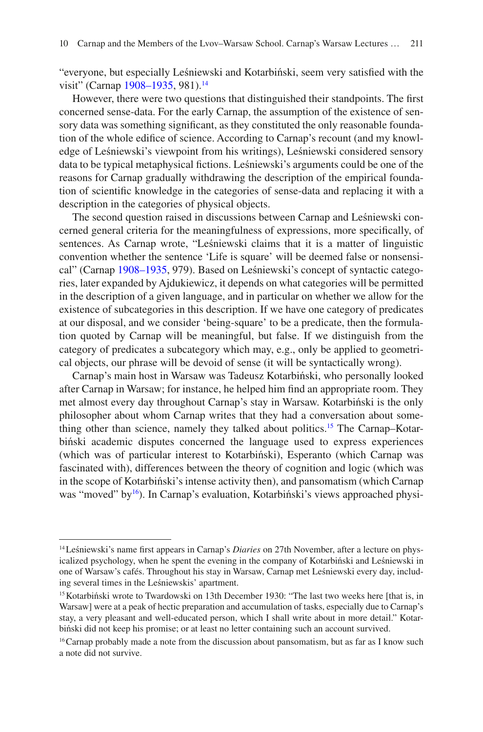"everyone, but especially Leśniewski and Kotarbiński, seem very satisfied with the visit" (Carnap 1908–1935, 981).[14]

However, there were two questions that distinguished their standpoints. The first concerned sense-data. For the early Carnap, the assumption of the existence of sensory data was something significant, as they constituted the only reasonable foundation of the whole edifice of science. According to Carnap's recount (and my knowledge of Leśniewski's viewpoint from his writings), Leśniewski considered sensory data to be typical metaphysical fictions. Leśniewski's arguments could be one of the reasons for Carnap gradually withdrawing the description of the empirical foundation of scientific knowledge in the categories of sense-data and replacing it with a description in the categories of physical objects.

The second question raised in discussions between Carnap and Leśniewski concerned general criteria for the meaningfulness of expressions, more specifically, of sentences. As Carnap wrote, "Leśniewski claims that it is a matter of linguistic convention whether the sentence 'Life is square' will be deemed false or nonsensical" (Carnap 1908–1935, 979). Based on Leśniewski's concept of syntactic categories, later expanded by Ajdukiewicz, it depends on what categories will be permitted in the description of a given language, and in particular on whether we allow for the existence of subcategories in this description. If we have one category of predicates at our disposal, and we consider 'being-square' to be a predicate, then the formulation quoted by Carnap will be meaningful, but false. If we distinguish from the category of predicates a subcategory which may, e.g., only be applied to geometrical objects, our phrase will be devoid of sense (it will be syntactically wrong).

Carnap's main host in Warsaw was Tadeusz Kotarbiński, who personally looked after Carnap in Warsaw; for instance, he helped him find an appropriate room. They met almost every day throughout Carnap's stay in Warsaw. Kotarbiński is the only philosopher about whom Carnap writes that they had a conversation about something other than science, namely they talked about politics.[15] The Carnap–Kotarbiński academic disputes concerned the language used to express experiences (which was of particular interest to Kotarbiński), Esperanto (which Carnap was fascinated with), differences between the theory of cognition and logic (which was in the scope of Kotarbiński's intense activity then), and pansomatism (which Carnap was "moved" by[16]). In Carnap's evaluation, Kotarbiński's views approached physi-

---

[14] Leśniewski's name first appears in Carnap's *Diaries* on 27th November, after a lecture on physicalized psychology, when he spent the evening in the company of Kotarbiński and Leśniewski in one of Warsaw's cafés. Throughout his stay in Warsaw, Carnap met Leśniewski every day, including several times in the Leśniewskis' apartment.

[15] Kotarbiński wrote to Twardowski on 13th December 1930: "The last two weeks here [that is, in Warsaw] were at a peak of hectic preparation and accumulation of tasks, especially due to Carnap's stay, a very pleasant and well-educated person, which I shall write about in more detail." Kotarbiński did not keep his promise; or at least no letter containing such an account survived.

[16] Carnap probably made a note from the discussion about pansomatism, but as far as I know such a note did not survive.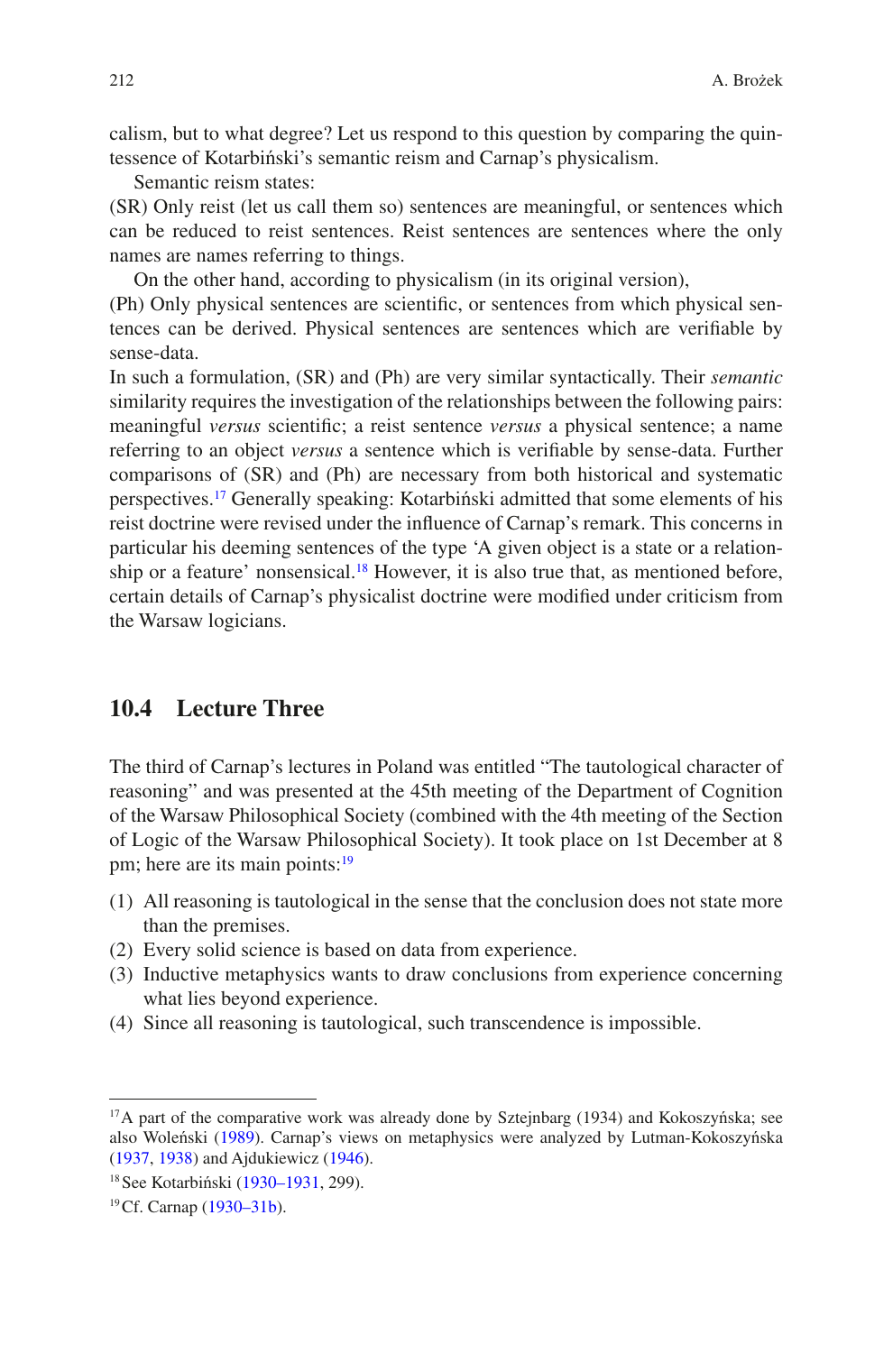calism, but to what degree? Let us respond to this question by comparing the quintessence of Kotarbiński's semantic reism and Carnap's physicalism.

Semantic reism states:

(SR) Only reist (let us call them so) sentences are meaningful, or sentences which can be reduced to reist sentences. Reist sentences are sentences where the only names are names referring to things.

On the other hand, according to physicalism (in its original version),

(Ph) Only physical sentences are scientific, or sentences from which physical sentences can be derived. Physical sentences are sentences which are verifiable by sense-data.

In such a formulation, (SR) and (Ph) are very similar syntactically. Their *semantic* similarity requires the investigation of the relationships between the following pairs: meaningful *versus* scientific; a reist sentence *versus* a physical sentence; a name referring to an object *versus* a sentence which is verifiable by sense-data. Further comparisons of (SR) and (Ph) are necessary from both historical and systematic perspectives.[17] Generally speaking: Kotarbiński admitted that some elements of his reist doctrine were revised under the influence of Carnap's remark. This concerns in particular his deeming sentences of the type 'A given object is a state or a relationship or a feature' nonsensical.[18] However, it is also true that, as mentioned before, certain details of Carnap's physicalist doctrine were modified under criticism from the Warsaw logicians.

## 10.4 Lecture Three

The third of Carnap's lectures in Poland was entitled "The tautological character of reasoning" and was presented at the 45th meeting of the Department of Cognition of the Warsaw Philosophical Society (combined with the 4th meeting of the Section of Logic of the Warsaw Philosophical Society). It took place on 1st December at 8 pm; here are its main points:[19]

(1) All reasoning is tautological in the sense that the conclusion does not state more than the premises.
(2) Every solid science is based on data from experience.
(3) Inductive metaphysics wants to draw conclusions from experience concerning what lies beyond experience.
(4) Since all reasoning is tautological, such transcendence is impossible.

---

[17] A part of the comparative work was already done by Sztejnbarg (1934) and Kokoszyńska; see also Woleński (1989). Carnap's views on metaphysics were analyzed by Lutman-Kokoszyńska (1937, 1938) and Ajdukiewicz (1946).

[18] See Kotarbiński (1930–1931, 299).

[19] Cf. Carnap (1930–31b).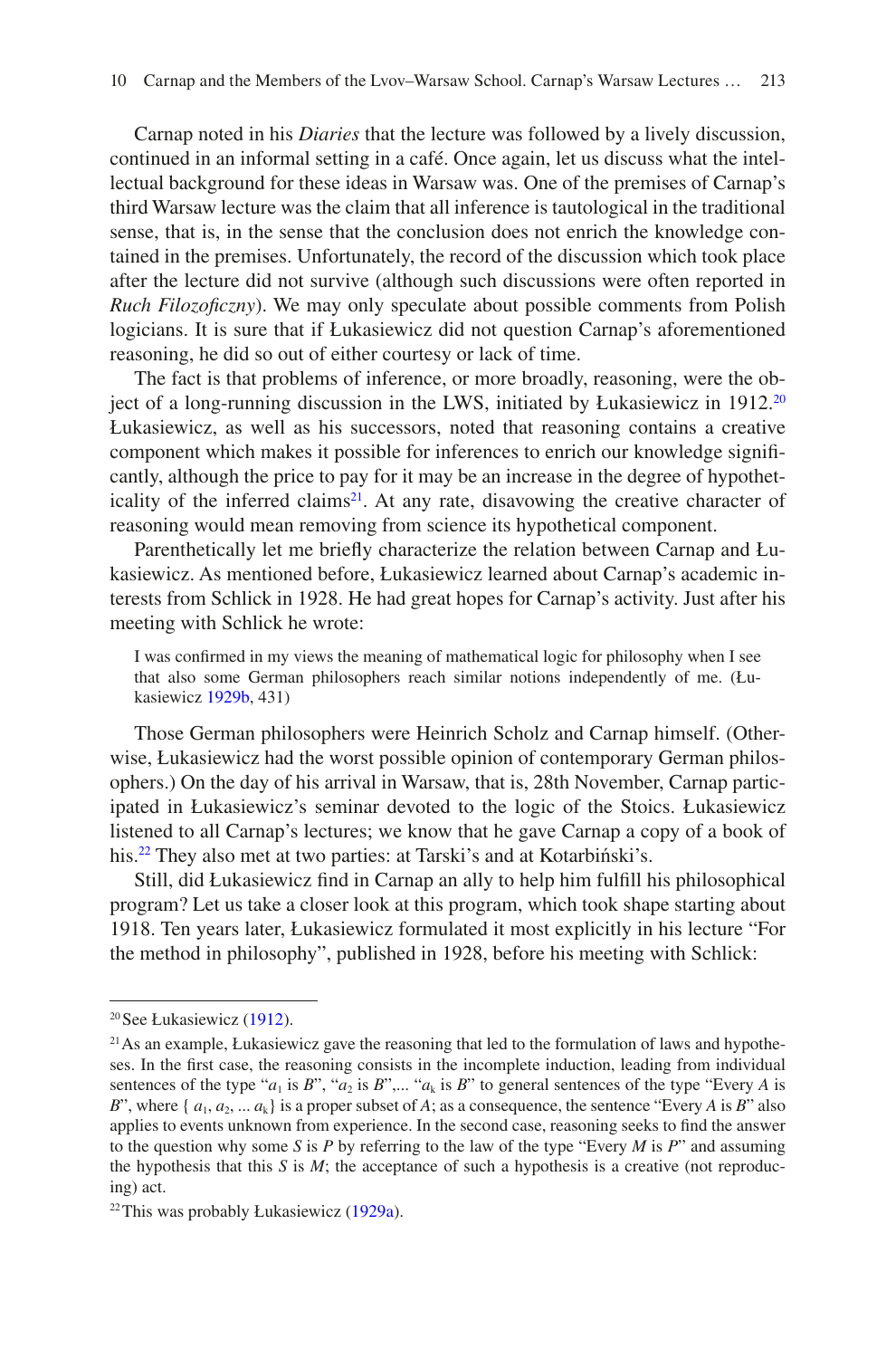Carnap noted in his *Diaries* that the lecture was followed by a lively discussion, continued in an informal setting in a café. Once again, let us discuss what the intellectual background for these ideas in Warsaw was. One of the premises of Carnap's third Warsaw lecture was the claim that all inference is tautological in the traditional sense, that is, in the sense that the conclusion does not enrich the knowledge contained in the premises. Unfortunately, the record of the discussion which took place after the lecture did not survive (although such discussions were often reported in *Ruch Filozoficzny*). We may only speculate about possible comments from Polish logicians. It is sure that if Łukasiewicz did not question Carnap's aforementioned reasoning, he did so out of either courtesy or lack of time.

The fact is that problems of inference, or more broadly, reasoning, were the object of a long-running discussion in the LWS, initiated by Łukasiewicz in 1912.[20] Łukasiewicz, as well as his successors, noted that reasoning contains a creative component which makes it possible for inferences to enrich our knowledge significantly, although the price to pay for it may be an increase in the degree of hypotheticality of the inferred claims[21]. At any rate, disavowing the creative character of reasoning would mean removing from science its hypothetical component.

Parenthetically let me briefly characterize the relation between Carnap and Łukasiewicz. As mentioned before, Łukasiewicz learned about Carnap's academic interests from Schlick in 1928. He had great hopes for Carnap's activity. Just after his meeting with Schlick he wrote:

> I was confirmed in my views the meaning of mathematical logic for philosophy when I see that also some German philosophers reach similar notions independently of me. (Łukasiewicz 1929b, 431)

Those German philosophers were Heinrich Scholz and Carnap himself. (Otherwise, Łukasiewicz had the worst possible opinion of contemporary German philosophers.) On the day of his arrival in Warsaw, that is, 28th November, Carnap participated in Łukasiewicz's seminar devoted to the logic of the Stoics. Łukasiewicz listened to all Carnap's lectures; we know that he gave Carnap a copy of a book of his.[22] They also met at two parties: at Tarski's and at Kotarbiński's.

Still, did Łukasiewicz find in Carnap an ally to help him fulfill his philosophical program? Let us take a closer look at this program, which took shape starting about 1918. Ten years later, Łukasiewicz formulated it most explicitly in his lecture "For the method in philosophy", published in 1928, before his meeting with Schlick:

---

[20] See Łukasiewicz (1912).

[21] As an example, Łukasiewicz gave the reasoning that led to the formulation of laws and hypotheses. In the first case, the reasoning consists in the incomplete induction, leading from individual sentences of the type "$a_1$ is *B*", "$a_2$ is *B*",... "$a_k$ is *B*" to general sentences of the type "Every *A* is *B*", where $\{ a_1, a_2, \ldots a_k\}$ is a proper subset of *A*; as a consequence, the sentence "Every *A* is *B*" also applies to events unknown from experience. In the second case, reasoning seeks to find the answer to the question why some *S* is *P* by referring to the law of the type "Every *M* is *P*" and assuming the hypothesis that this *S* is *M*; the acceptance of such a hypothesis is a creative (not reproducing) act.

[22] This was probably Łukasiewicz (1929a).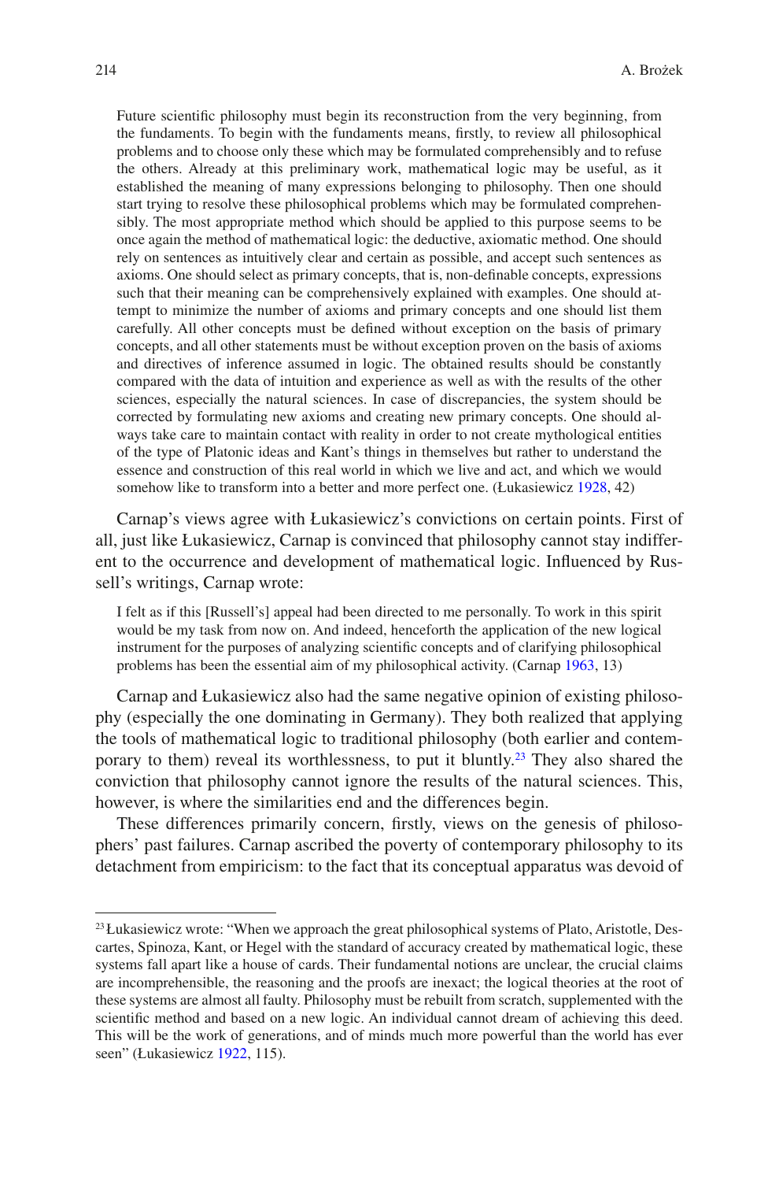> Future scientific philosophy must begin its reconstruction from the very beginning, from the fundaments. To begin with the fundaments means, firstly, to review all philosophical problems and to choose only these which may be formulated comprehensibly and to refuse the others. Already at this preliminary work, mathematical logic may be useful, as it established the meaning of many expressions belonging to philosophy. Then one should start trying to resolve these philosophical problems which may be formulated comprehensibly. The most appropriate method which should be applied to this purpose seems to be once again the method of mathematical logic: the deductive, axiomatic method. One should rely on sentences as intuitively clear and certain as possible, and accept such sentences as axioms. One should select as primary concepts, that is, non-definable concepts, expressions such that their meaning can be comprehensively explained with examples. One should attempt to minimize the number of axioms and primary concepts and one should list them carefully. All other concepts must be defined without exception on the basis of primary concepts, and all other statements must be without exception proven on the basis of axioms and directives of inference assumed in logic. The obtained results should be constantly compared with the data of intuition and experience as well as with the results of the other sciences, especially the natural sciences. In case of discrepancies, the system should be corrected by formulating new axioms and creating new primary concepts. One should always take care to maintain contact with reality in order to not create mythological entities of the type of Platonic ideas and Kant's things in themselves but rather to understand the essence and construction of this real world in which we live and act, and which we would somehow like to transform into a better and more perfect one. (Łukasiewicz 1928, 42)

Carnap's views agree with Łukasiewicz's convictions on certain points. First of all, just like Łukasiewicz, Carnap is convinced that philosophy cannot stay indifferent to the occurrence and development of mathematical logic. Influenced by Russell's writings, Carnap wrote:

> I felt as if this [Russell's] appeal had been directed to me personally. To work in this spirit would be my task from now on. And indeed, henceforth the application of the new logical instrument for the purposes of analyzing scientific concepts and of clarifying philosophical problems has been the essential aim of my philosophical activity. (Carnap 1963, 13)

Carnap and Łukasiewicz also had the same negative opinion of existing philosophy (especially the one dominating in Germany). They both realized that applying the tools of mathematical logic to traditional philosophy (both earlier and contemporary to them) reveal its worthlessness, to put it bluntly.[23] They also shared the conviction that philosophy cannot ignore the results of the natural sciences. This, however, is where the similarities end and the differences begin.

These differences primarily concern, firstly, views on the genesis of philosophers' past failures. Carnap ascribed the poverty of contemporary philosophy to its detachment from empiricism: to the fact that its conceptual apparatus was devoid of

---

[23] Łukasiewicz wrote: "When we approach the great philosophical systems of Plato, Aristotle, Descartes, Spinoza, Kant, or Hegel with the standard of accuracy created by mathematical logic, these systems fall apart like a house of cards. Their fundamental notions are unclear, the crucial claims are incomprehensible, the reasoning and the proofs are inexact; the logical theories at the root of these systems are almost all faulty. Philosophy must be rebuilt from scratch, supplemented with the scientific method and based on a new logic. An individual cannot dream of achieving this deed. This will be the work of generations, and of minds much more powerful than the world has ever seen" (Łukasiewicz 1922, 115).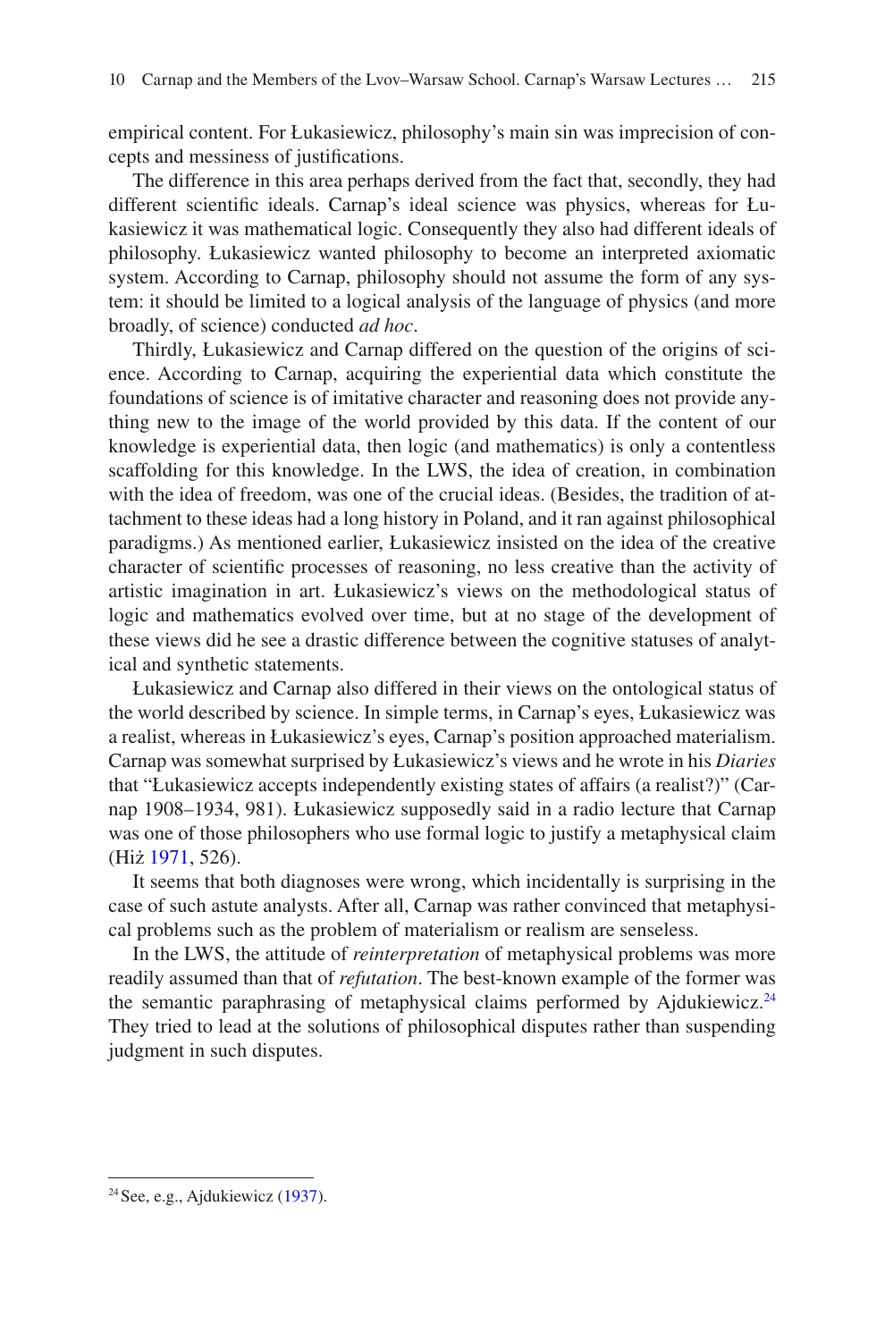empirical content. For Łukasiewicz, philosophy's main sin was imprecision of concepts and messiness of justifications.

The difference in this area perhaps derived from the fact that, secondly, they had different scientific ideals. Carnap's ideal science was physics, whereas for Łukasiewicz it was mathematical logic. Consequently they also had different ideals of philosophy. Łukasiewicz wanted philosophy to become an interpreted axiomatic system. According to Carnap, philosophy should not assume the form of any system: it should be limited to a logical analysis of the language of physics (and more broadly, of science) conducted *ad hoc*.

Thirdly, Łukasiewicz and Carnap differed on the question of the origins of science. According to Carnap, acquiring the experiential data which constitute the foundations of science is of imitative character and reasoning does not provide anything new to the image of the world provided by this data. If the content of our knowledge is experiential data, then logic (and mathematics) is only a contentless scaffolding for this knowledge. In the LWS, the idea of creation, in combination with the idea of freedom, was one of the crucial ideas. (Besides, the tradition of attachment to these ideas had a long history in Poland, and it ran against philosophical paradigms.) As mentioned earlier, Łukasiewicz insisted on the idea of the creative character of scientific processes of reasoning, no less creative than the activity of artistic imagination in art. Łukasiewicz's views on the methodological status of logic and mathematics evolved over time, but at no stage of the development of these views did he see a drastic difference between the cognitive statuses of analytical and synthetic statements.

Łukasiewicz and Carnap also differed in their views on the ontological status of the world described by science. In simple terms, in Carnap's eyes, Łukasiewicz was a realist, whereas in Łukasiewicz's eyes, Carnap's position approached materialism. Carnap was somewhat surprised by Łukasiewicz's views and he wrote in his *Diaries* that "Łukasiewicz accepts independently existing states of affairs (a realist?)" (Carnap 1908–1934, 981). Łukasiewicz supposedly said in a radio lecture that Carnap was one of those philosophers who use formal logic to justify a metaphysical claim (Hiż 1971, 526).

It seems that both diagnoses were wrong, which incidentally is surprising in the case of such astute analysts. After all, Carnap was rather convinced that metaphysical problems such as the problem of materialism or realism are senseless.

In the LWS, the attitude of *reinterpretation* of metaphysical problems was more readily assumed than that of *refutation*. The best-known example of the former was the semantic paraphrasing of metaphysical claims performed by Ajdukiewicz.[24] They tried to lead at the solutions of philosophical disputes rather than suspending judgment in such disputes.

[24] See, e.g., Ajdukiewicz (1937).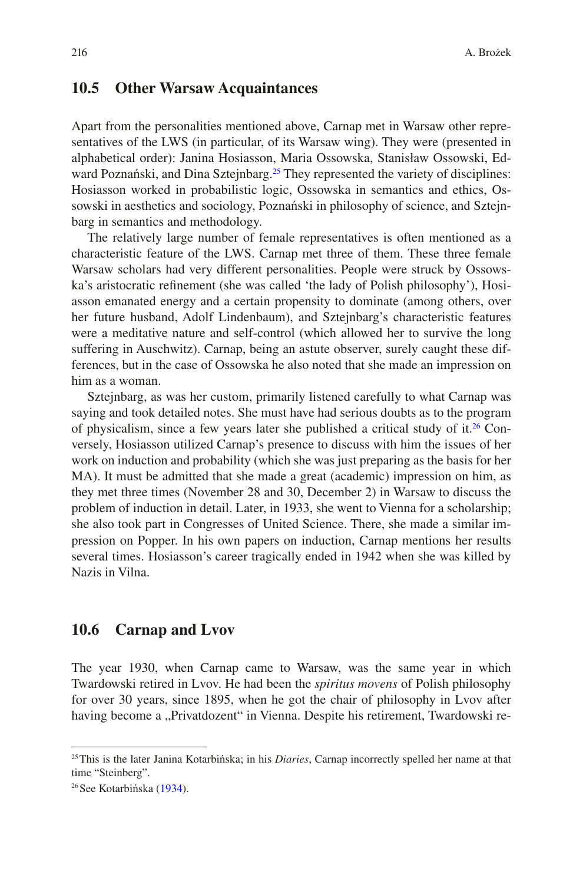## 10.5 Other Warsaw Acquaintances

Apart from the personalities mentioned above, Carnap met in Warsaw other representatives of the LWS (in particular, of its Warsaw wing). They were (presented in alphabetical order): Janina Hosiasson, Maria Ossowska, Stanisław Ossowski, Edward Poznański, and Dina Sztejnbarg.[25] They represented the variety of disciplines: Hosiasson worked in probabilistic logic, Ossowska in semantics and ethics, Ossowski in aesthetics and sociology, Poznański in philosophy of science, and Sztejnbarg in semantics and methodology.

The relatively large number of female representatives is often mentioned as a characteristic feature of the LWS. Carnap met three of them. These three female Warsaw scholars had very different personalities. People were struck by Ossowska's aristocratic refinement (she was called 'the lady of Polish philosophy'), Hosiasson emanated energy and a certain propensity to dominate (among others, over her future husband, Adolf Lindenbaum), and Sztejnbarg's characteristic features were a meditative nature and self-control (which allowed her to survive the long suffering in Auschwitz). Carnap, being an astute observer, surely caught these differences, but in the case of Ossowska he also noted that she made an impression on him as a woman.

Sztejnbarg, as was her custom, primarily listened carefully to what Carnap was saying and took detailed notes. She must have had serious doubts as to the program of physicalism, since a few years later she published a critical study of it.[26] Conversely, Hosiasson utilized Carnap's presence to discuss with him the issues of her work on induction and probability (which she was just preparing as the basis for her MA). It must be admitted that she made a great (academic) impression on him, as they met three times (November 28 and 30, December 2) in Warsaw to discuss the problem of induction in detail. Later, in 1933, she went to Vienna for a scholarship; she also took part in Congresses of United Science. There, she made a similar impression on Popper. In his own papers on induction, Carnap mentions her results several times. Hosiasson's career tragically ended in 1942 when she was killed by Nazis in Vilna.

## 10.6 Carnap and Lvov

The year 1930, when Carnap came to Warsaw, was the same year in which Twardowski retired in Lvov. He had been the *spiritus movens* of Polish philosophy for over 30 years, since 1895, when he got the chair of philosophy in Lvov after having become a „Privatdozent" in Vienna. Despite his retirement, Twardowski re-

---

[25] This is the later Janina Kotarbińska; in his *Diaries*, Carnap incorrectly spelled her name at that time "Steinberg".

[26] See Kotarbińska (1934).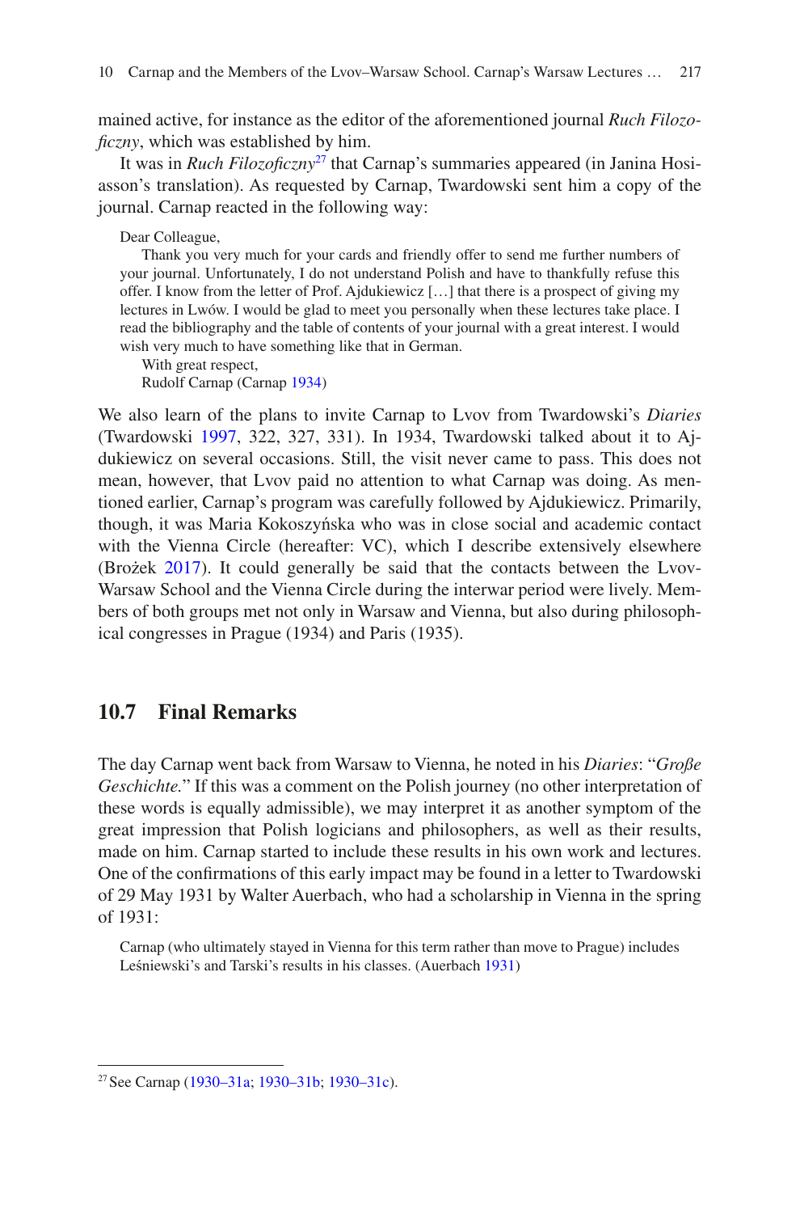mained active, for instance as the editor of the aforementioned journal *Ruch Filozoficzny*, which was established by him.

It was in *Ruch Filozoficzny*[27] that Carnap's summaries appeared (in Janina Hosiasson's translation). As requested by Carnap, Twardowski sent him a copy of the journal. Carnap reacted in the following way:

> Dear Colleague,
>
> Thank you very much for your cards and friendly offer to send me further numbers of your journal. Unfortunately, I do not understand Polish and have to thankfully refuse this offer. I know from the letter of Prof. Ajdukiewicz […] that there is a prospect of giving my lectures in Lwów. I would be glad to meet you personally when these lectures take place. I read the bibliography and the table of contents of your journal with a great interest. I would wish very much to have something like that in German.
>
> With great respect,
>
> Rudolf Carnap (Carnap 1934)

We also learn of the plans to invite Carnap to Lvov from Twardowski's *Diaries* (Twardowski 1997, 322, 327, 331). In 1934, Twardowski talked about it to Ajdukiewicz on several occasions. Still, the visit never came to pass. This does not mean, however, that Lvov paid no attention to what Carnap was doing. As mentioned earlier, Carnap's program was carefully followed by Ajdukiewicz. Primarily, though, it was Maria Kokoszyńska who was in close social and academic contact with the Vienna Circle (hereafter: VC), which I describe extensively elsewhere (Brożek 2017). It could generally be said that the contacts between the Lvov-Warsaw School and the Vienna Circle during the interwar period were lively. Members of both groups met not only in Warsaw and Vienna, but also during philosophical congresses in Prague (1934) and Paris (1935).

## 10.7 Final Remarks

The day Carnap went back from Warsaw to Vienna, he noted in his *Diaries*: "*Große Geschichte.*" If this was a comment on the Polish journey (no other interpretation of these words is equally admissible), we may interpret it as another symptom of the great impression that Polish logicians and philosophers, as well as their results, made on him. Carnap started to include these results in his own work and lectures. One of the confirmations of this early impact may be found in a letter to Twardowski of 29 May 1931 by Walter Auerbach, who had a scholarship in Vienna in the spring of 1931:

> Carnap (who ultimately stayed in Vienna for this term rather than move to Prague) includes Leśniewski's and Tarski's results in his classes. (Auerbach 1931)

[27] See Carnap (1930–31a; 1930–31b; 1930–31c).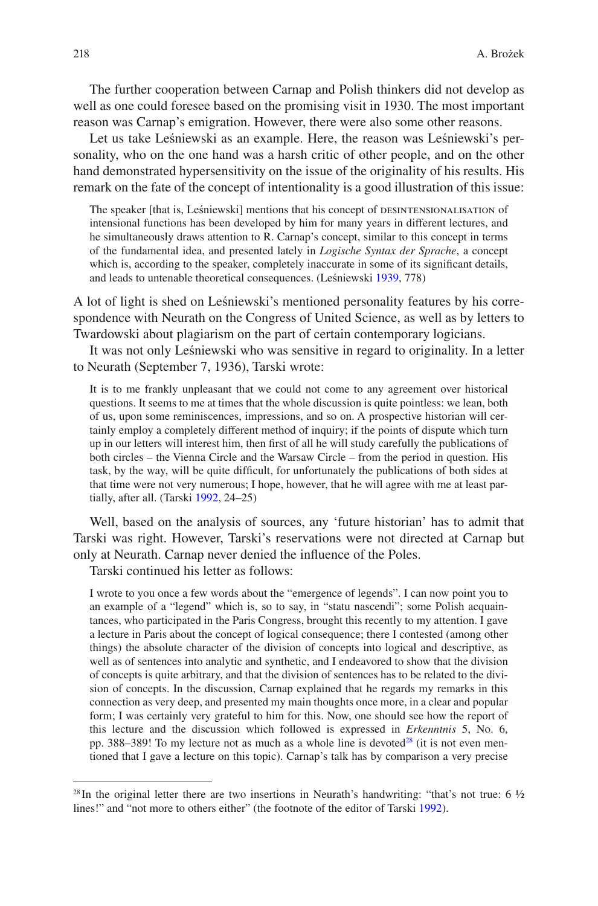The further cooperation between Carnap and Polish thinkers did not develop as well as one could foresee based on the promising visit in 1930. The most important reason was Carnap's emigration. However, there were also some other reasons.

Let us take Leśniewski as an example. Here, the reason was Leśniewski's personality, who on the one hand was a harsh critic of other people, and on the other hand demonstrated hypersensitivity on the issue of the originality of his results. His remark on the fate of the concept of intentionality is a good illustration of this issue:

> The speaker [that is, Leśniewski] mentions that his concept of DESINTENSIONALISATION of intensional functions has been developed by him for many years in different lectures, and he simultaneously draws attention to R. Carnap's concept, similar to this concept in terms of the fundamental idea, and presented lately in *Logische Syntax der Sprache*, a concept which is, according to the speaker, completely inaccurate in some of its significant details, and leads to untenable theoretical consequences. (Leśniewski 1939, 778)

A lot of light is shed on Leśniewski's mentioned personality features by his correspondence with Neurath on the Congress of United Science, as well as by letters to Twardowski about plagiarism on the part of certain contemporary logicians.

It was not only Leśniewski who was sensitive in regard to originality. In a letter to Neurath (September 7, 1936), Tarski wrote:

> It is to me frankly unpleasant that we could not come to any agreement over historical questions. It seems to me at times that the whole discussion is quite pointless: we lean, both of us, upon some reminiscences, impressions, and so on. A prospective historian will certainly employ a completely different method of inquiry; if the points of dispute which turn up in our letters will interest him, then first of all he will study carefully the publications of both circles – the Vienna Circle and the Warsaw Circle – from the period in question. His task, by the way, will be quite difficult, for unfortunately the publications of both sides at that time were not very numerous; I hope, however, that he will agree with me at least partially, after all. (Tarski 1992, 24–25)

Well, based on the analysis of sources, any 'future historian' has to admit that Tarski was right. However, Tarski's reservations were not directed at Carnap but only at Neurath. Carnap never denied the influence of the Poles.

Tarski continued his letter as follows:

> I wrote to you once a few words about the "emergence of legends". I can now point you to an example of a "legend" which is, so to say, in "statu nascendi"; some Polish acquaintances, who participated in the Paris Congress, brought this recently to my attention. I gave a lecture in Paris about the concept of logical consequence; there I contested (among other things) the absolute character of the division of concepts into logical and descriptive, as well as of sentences into analytic and synthetic, and I endeavored to show that the division of concepts is quite arbitrary, and that the division of sentences has to be related to the division of concepts. In the discussion, Carnap explained that he regards my remarks in this connection as very deep, and presented my main thoughts once more, in a clear and popular form; I was certainly very grateful to him for this. Now, one should see how the report of this lecture and the discussion which followed is expressed in *Erkenntnis* 5, No. 6, pp. 388–389! To my lecture not as much as a whole line is devoted[28] (it is not even mentioned that I gave a lecture on this topic). Carnap's talk has by comparison a very precise

[28] In the original letter there are two insertions in Neurath's handwriting: "that's not true: 6 ½ lines!" and "not more to others either" (the footnote of the editor of Tarski 1992).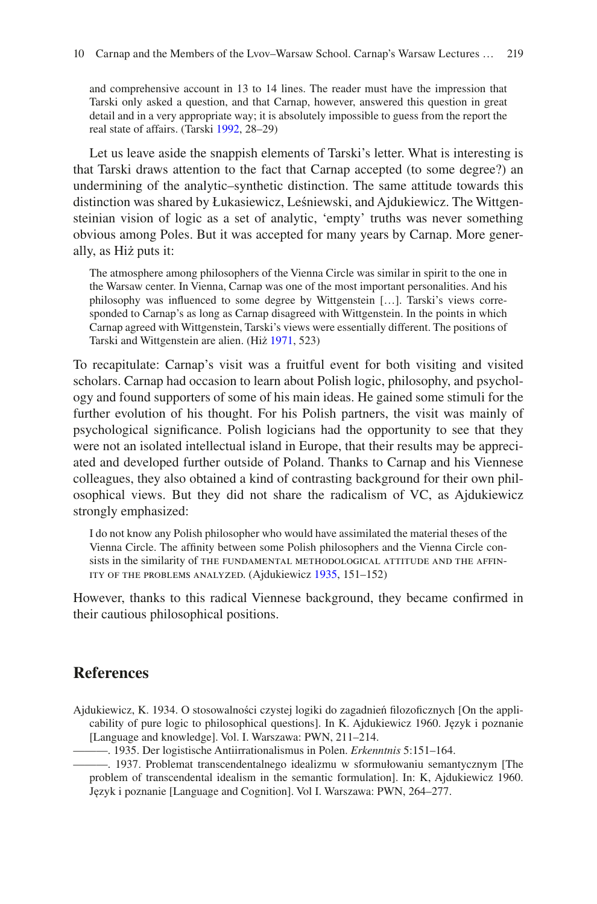and comprehensive account in 13 to 14 lines. The reader must have the impression that Tarski only asked a question, and that Carnap, however, answered this question in great detail and in a very appropriate way; it is absolutely impossible to guess from the report the real state of affairs. (Tarski 1992, 28–29)

Let us leave aside the snappish elements of Tarski's letter. What is interesting is that Tarski draws attention to the fact that Carnap accepted (to some degree?) an undermining of the analytic–synthetic distinction. The same attitude towards this distinction was shared by Łukasiewicz, Leśniewski, and Ajdukiewicz. The Wittgensteinian vision of logic as a set of analytic, 'empty' truths was never something obvious among Poles. But it was accepted for many years by Carnap. More generally, as Hiż puts it:

> The atmosphere among philosophers of the Vienna Circle was similar in spirit to the one in the Warsaw center. In Vienna, Carnap was one of the most important personalities. And his philosophy was influenced to some degree by Wittgenstein […]. Tarski's views corresponded to Carnap's as long as Carnap disagreed with Wittgenstein. In the points in which Carnap agreed with Wittgenstein, Tarski's views were essentially different. The positions of Tarski and Wittgenstein are alien. (Hiż 1971, 523)

To recapitulate: Carnap's visit was a fruitful event for both visiting and visited scholars. Carnap had occasion to learn about Polish logic, philosophy, and psychology and found supporters of some of his main ideas. He gained some stimuli for the further evolution of his thought. For his Polish partners, the visit was mainly of psychological significance. Polish logicians had the opportunity to see that they were not an isolated intellectual island in Europe, that their results may be appreciated and developed further outside of Poland. Thanks to Carnap and his Viennese colleagues, they also obtained a kind of contrasting background for their own philosophical views. But they did not share the radicalism of VC, as Ajdukiewicz strongly emphasized:

> I do not know any Polish philosopher who would have assimilated the material theses of the Vienna Circle. The affinity between some Polish philosophers and the Vienna Circle consists in the similarity of THE FUNDAMENTAL METHODOLOGICAL ATTITUDE AND THE AFFINITY OF THE PROBLEMS ANALYZED. (Ajdukiewicz 1935, 151–152)

However, thanks to this radical Viennese background, they became confirmed in their cautious philosophical positions.

## References

Ajdukiewicz, K. 1934. O stosowalności czystej logiki do zagadnień filozoficznych [On the applicability of pure logic to philosophical questions]. In K. Ajdukiewicz 1960. Język i poznanie [Language and knowledge]. Vol. I. Warszawa: PWN, 211–214.

———. 1935. Der logistische Antiirrationalismus in Polen. *Erkenntnis* 5:151–164.

———. 1937. Problemat transcendentalnego idealizmu w sformułowaniu semantycznym [The problem of transcendental idealism in the semantic formulation]. In: K, Ajdukiewicz 1960. Język i poznanie [Language and Cognition]. Vol I. Warszawa: PWN, 264–277.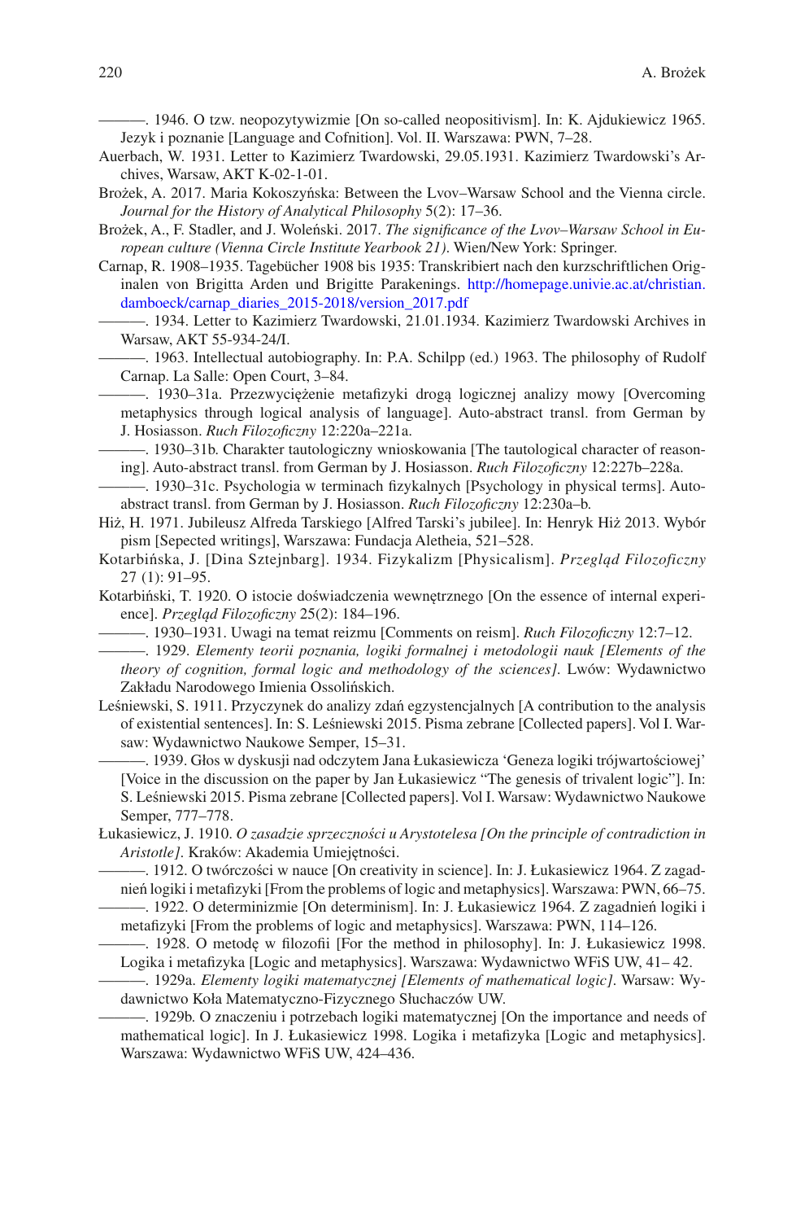———. 1946. O tzw. neopozytywizmie [On so-called neopositivism]. In: K. Ajdukiewicz 1965. Jezyk i poznanie [Language and Cofnition]. Vol. II. Warszawa: PWN, 7–28.

Auerbach, W. 1931. Letter to Kazimierz Twardowski, 29.05.1931. Kazimierz Twardowski's Archives, Warsaw, AKT K-02-1-01.

Brożek, A. 2017. Maria Kokoszyńska: Between the Lvov–Warsaw School and the Vienna circle. *Journal for the History of Analytical Philosophy* 5(2): 17–36.

Brożek, A., F. Stadler, and J. Woleński. 2017. *The significance of the Lvov–Warsaw School in European culture (Vienna Circle Institute Yearbook 21)*. Wien/New York: Springer.

Carnap, R. 1908–1935. Tagebücher 1908 bis 1935: Transkribiert nach den kurzschriftlichen Originalen von Brigitta Arden und Brigitte Parakenings. http://homepage.univie.ac.at/christian.damboeck/carnap_diaries_2015-2018/version_2017.pdf

———. 1934. Letter to Kazimierz Twardowski, 21.01.1934. Kazimierz Twardowski Archives in Warsaw, AKT 55-934-24/I.

———. 1963. Intellectual autobiography. In: P.A. Schilpp (ed.) 1963. The philosophy of Rudolf Carnap. La Salle: Open Court, 3–84.

———. 1930–31a. Przezwyciężenie metafizyki drogą logicznej analizy mowy [Overcoming metaphysics through logical analysis of language]. Auto-abstract transl. from German by J. Hosiasson. *Ruch Filozoficzny* 12:220a–221a.

———. 1930–31b. Charakter tautologiczny wnioskowania [The tautological character of reasoning]. Auto-abstract transl. from German by J. Hosiasson. *Ruch Filozoficzny* 12:227b–228a.

———. 1930–31c. Psychologia w terminach fizykalnych [Psychology in physical terms]. Auto-abstract transl. from German by J. Hosiasson. *Ruch Filozoficzny* 12:230a–b.

Hiż, H. 1971. Jubileusz Alfreda Tarskiego [Alfred Tarski's jubilee]. In: Henryk Hiż 2013. Wybór pism [Sepected writings], Warszawa: Fundacja Aletheia, 521–528.

Kotarbińska, J. [Dina Sztejnbarg]. 1934. Fizykalizm [Physicalism]. *Przegląd Filozoficzny* 27 (1): 91–95.

Kotarbiński, T. 1920. O istocie doświadczenia wewnętrznego [On the essence of internal experience]. *Przegląd Filozoficzny* 25(2): 184–196.

———. 1930–1931. Uwagi na temat reizmu [Comments on reism]. *Ruch Filozoficzny* 12:7–12.

———. 1929. *Elementy teorii poznania, logiki formalnej i metodologii nauk [Elements of the theory of cognition, formal logic and methodology of the sciences]*. Lwów: Wydawnictwo Zakładu Narodowego Imienia Ossolińskich.

Leśniewski, S. 1911. Przyczynek do analizy zdań egzystencjalnych [A contribution to the analysis of existential sentences]. In: S. Leśniewski 2015. Pisma zebrane [Collected papers]. Vol I. Warsaw: Wydawnictwo Naukowe Semper, 15–31.

———. 1939. Głos w dyskusji nad odczytem Jana Łukasiewicza 'Geneza logiki trójwartościowej' [Voice in the discussion on the paper by Jan Łukasiewicz "The genesis of trivalent logic"]. In: S. Leśniewski 2015. Pisma zebrane [Collected papers]. Vol I. Warsaw: Wydawnictwo Naukowe Semper, 777–778.

Łukasiewicz, J. 1910. *O zasadzie sprzeczności u Arystotelesa [On the principle of contradiction in Aristotle]*. Kraków: Akademia Umiejętności.

———. 1912. O twórczości w nauce [On creativity in science]. In: J. Łukasiewicz 1964. Z zagadnień logiki i metafizyki [From the problems of logic and metaphysics]. Warszawa: PWN, 66–75.

———. 1922. O determinizmie [On determinism]. In: J. Łukasiewicz 1964. Z zagadnień logiki i metafizyki [From the problems of logic and metaphysics]. Warszawa: PWN, 114–126.

———. 1928. O metodę w filozofii [For the method in philosophy]. In: J. Łukasiewicz 1998. Logika i metafizyka [Logic and metaphysics]. Warszawa: Wydawnictwo WFiS UW, 41– 42.

———. 1929a. *Elementy logiki matematycznej [Elements of mathematical logic]*. Warsaw: Wydawnictwo Koła Matematyczno-Fizycznego Słuchaczów UW.

———. 1929b. O znaczeniu i potrzebach logiki matematycznej [On the importance and needs of mathematical logic]. In J. Łukasiewicz 1998. Logika i metafizyka [Logic and metaphysics]. Warszawa: Wydawnictwo WFiS UW, 424–436.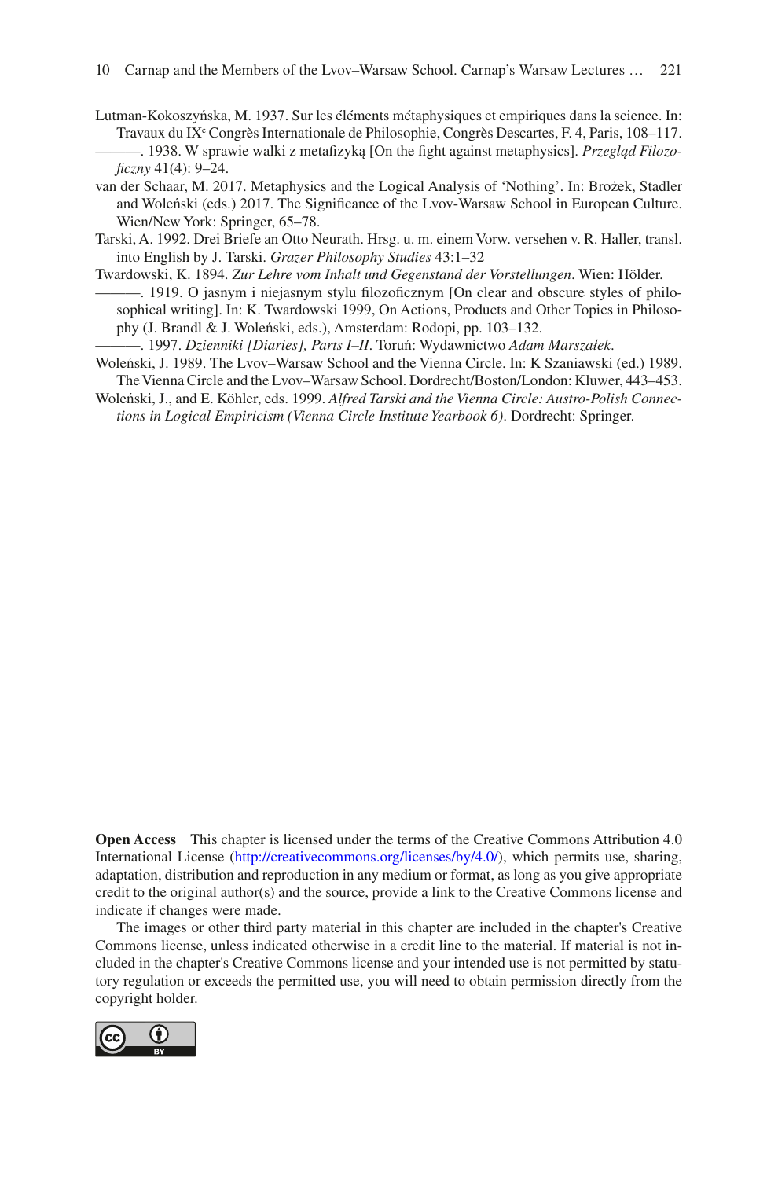Lutman-Kokoszyńska, M. 1937. Sur les éléments métaphysiques et empiriques dans la science. In: Travaux du IX[e] Congrès Internationale de Philosophie, Congrès Descartes, F. 4, Paris, 108–117.

———. 1938. W sprawie walki z metafizyką [On the fight against metaphysics]. *Przegląd Filozoficzny* 41(4): 9–24.

van der Schaar, M. 2017. Metaphysics and the Logical Analysis of 'Nothing'. In: Brożek, Stadler and Woleński (eds.) 2017. The Significance of the Lvov-Warsaw School in European Culture. Wien/New York: Springer, 65–78.

Tarski, A. 1992. Drei Briefe an Otto Neurath. Hrsg. u. m. einem Vorw. versehen v. R. Haller, transl. into English by J. Tarski. *Grazer Philosophy Studies* 43:1–32

Twardowski, K. 1894. *Zur Lehre vom Inhalt und Gegenstand der Vorstellungen*. Wien: Hölder.

———. 1919. O jasnym i niejasnym stylu filozoficznym [On clear and obscure styles of philosophical writing]. In: K. Twardowski 1999, On Actions, Products and Other Topics in Philosophy (J. Brandl & J. Woleński, eds.), Amsterdam: Rodopi, pp. 103–132.

———. 1997. *Dzienniki [Diaries], Parts I–II*. Toruń: Wydawnictwo *Adam Marszałek*.

Woleński, J. 1989. The Lvov–Warsaw School and the Vienna Circle. In: K Szaniawski (ed.) 1989. The Vienna Circle and the Lvov–Warsaw School. Dordrecht/Boston/London: Kluwer, 443–453.

Woleński, J., and E. Köhler, eds. 1999. *Alfred Tarski and the Vienna Circle: Austro-Polish Connections in Logical Empiricism (Vienna Circle Institute Yearbook 6)*. Dordrecht: Springer.

**Open Access** This chapter is licensed under the terms of the Creative Commons Attribution 4.0 International License (http://creativecommons.org/licenses/by/4.0/), which permits use, sharing, adaptation, distribution and reproduction in any medium or format, as long as you give appropriate credit to the original author(s) and the source, provide a link to the Creative Commons license and indicate if changes were made.

The images or other third party material in this chapter are included in the chapter's Creative Commons license, unless indicated otherwise in a credit line to the material. If material is not included in the chapter's Creative Commons license and your intended use is not permitted by statutory regulation or exceeds the permitted use, you will need to obtain permission directly from the copyright holder.